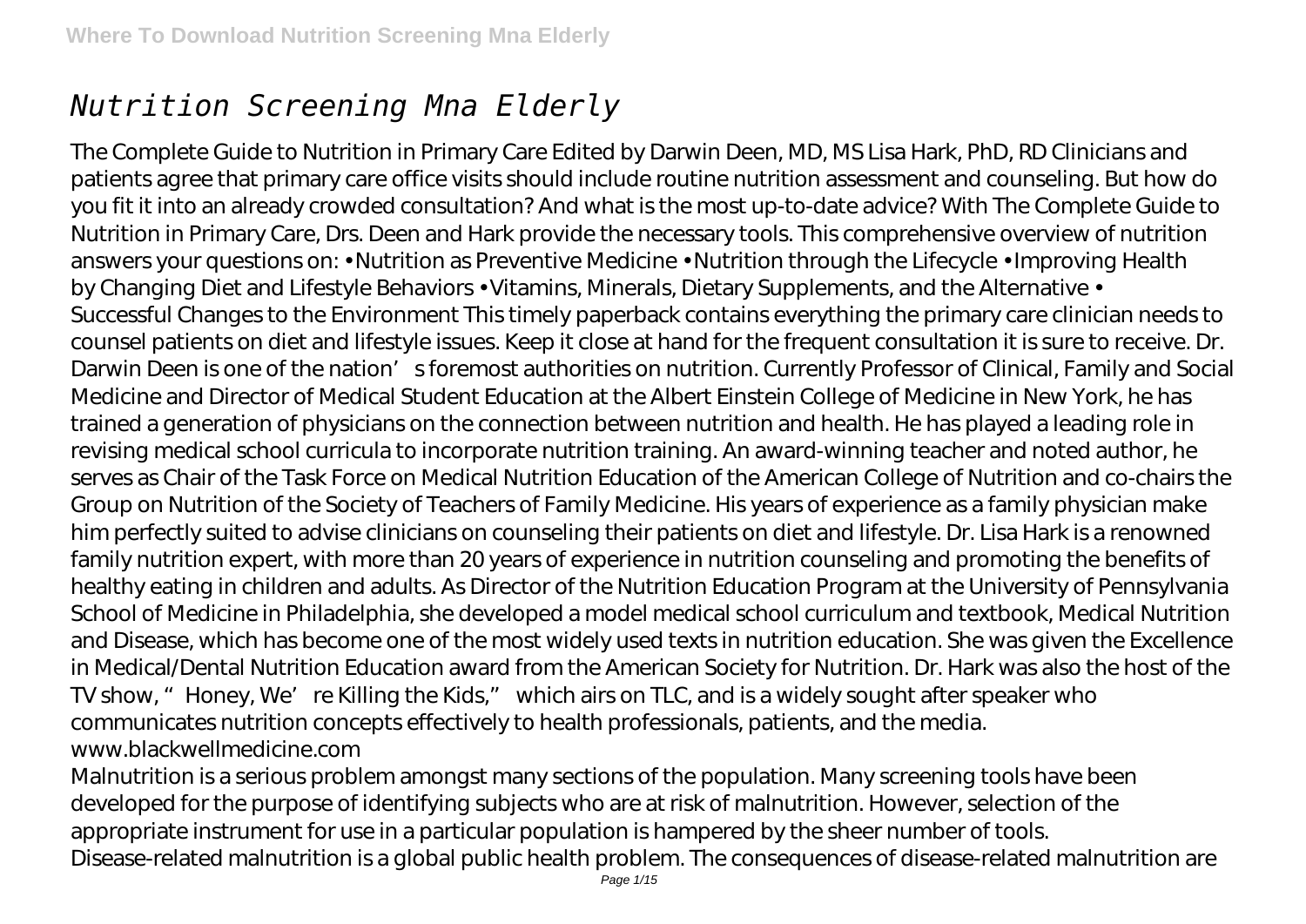# *Nutrition Screening Mna Elderly*

The Complete Guide to Nutrition in Primary Care Edited by Darwin Deen, MD, MS Lisa Hark, PhD, RD Clinicians and patients agree that primary care office visits should include routine nutrition assessment and counseling. But how do you fit it into an already crowded consultation? And what is the most up-to-date advice? With The Complete Guide to Nutrition in Primary Care, Drs. Deen and Hark provide the necessary tools. This comprehensive overview of nutrition answers your questions on: • Nutrition as Preventive Medicine • Nutrition through the Lifecycle • Improving Health by Changing Diet and Lifestyle Behaviors • Vitamins, Minerals, Dietary Supplements, and the Alternative • Successful Changes to the Environment This timely paperback contains everything the primary care clinician needs to counsel patients on diet and lifestyle issues. Keep it close at hand for the frequent consultation it is sure to receive. Dr. Darwin Deen is one of the nation's foremost authorities on nutrition. Currently Professor of Clinical, Family and Social Medicine and Director of Medical Student Education at the Albert Einstein College of Medicine in New York, he has trained a generation of physicians on the connection between nutrition and health. He has played a leading role in revising medical school curricula to incorporate nutrition training. An award-winning teacher and noted author, he serves as Chair of the Task Force on Medical Nutrition Education of the American College of Nutrition and co-chairs the Group on Nutrition of the Society of Teachers of Family Medicine. His years of experience as a family physician make him perfectly suited to advise clinicians on counseling their patients on diet and lifestyle. Dr. Lisa Hark is a renowned family nutrition expert, with more than 20 years of experience in nutrition counseling and promoting the benefits of healthy eating in children and adults. As Director of the Nutrition Education Program at the University of Pennsylvania School of Medicine in Philadelphia, she developed a model medical school curriculum and textbook, Medical Nutrition and Disease, which has become one of the most widely used texts in nutrition education. She was given the Excellence in Medical/Dental Nutrition Education award from the American Society for Nutrition. Dr. Hark was also the host of the TV show, "Honey, We're Killing the Kids," which airs on TLC, and is a widely sought after speaker who communicates nutrition concepts effectively to health professionals, patients, and the media. www.blackwellmedicine.com

Malnutrition is a serious problem amongst many sections of the population. Many screening tools have been developed for the purpose of identifying subjects who are at risk of malnutrition. However, selection of the appropriate instrument for use in a particular population is hampered by the sheer number of tools.

Disease-related malnutrition is a global public health problem. The consequences of disease-related malnutrition are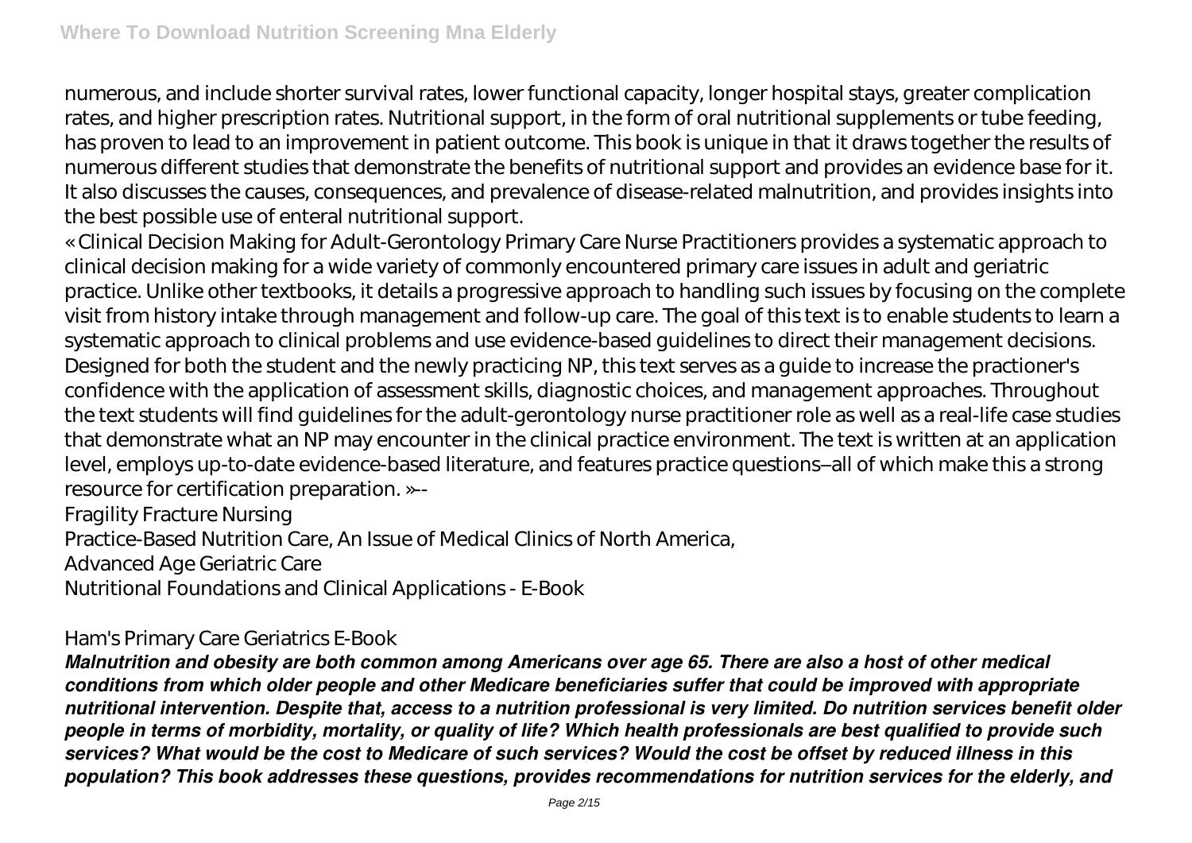numerous, and include shorter survival rates, lower functional capacity, longer hospital stays, greater complication rates, and higher prescription rates. Nutritional support, in the form of oral nutritional supplements or tube feeding, has proven to lead to an improvement in patient outcome. This book is unique in that it draws together the results of numerous different studies that demonstrate the benefits of nutritional support and provides an evidence base for it. It also discusses the causes, consequences, and prevalence of disease-related malnutrition, and provides insights into the best possible use of enteral nutritional support.

« Clinical Decision Making for Adult-Gerontology Primary Care Nurse Practitioners provides a systematic approach to clinical decision making for a wide variety of commonly encountered primary care issues in adult and geriatric practice. Unlike other textbooks, it details a progressive approach to handling such issues by focusing on the complete visit from history intake through management and follow-up care. The goal of this text is to enable students to learn a systematic approach to clinical problems and use evidence-based guidelines to direct their management decisions. Designed for both the student and the newly practicing NP, this text serves as a guide to increase the practioner's confidence with the application of assessment skills, diagnostic choices, and management approaches. Throughout the text students will find guidelines for the adult-gerontology nurse practitioner role as well as a real-life case studies that demonstrate what an NP may encounter in the clinical practice environment. The text is written at an application level, employs up-to-date evidence-based literature, and features practice questions–all of which make this a strong resource for certification preparation. »--

Fragility Fracture Nursing

Practice-Based Nutrition Care, An Issue of Medical Clinics of North America,

Advanced Age Geriatric Care

Nutritional Foundations and Clinical Applications - E-Book

Ham's Primary Care Geriatrics E-Book

***Malnutrition and obesity are both common among Americans over age 65. There are also a host of other medical conditions from which older people and other Medicare beneficiaries suffer that could be improved with appropriate nutritional intervention. Despite that, access to a nutrition professional is very limited. Do nutrition services benefit older people in terms of morbidity, mortality, or quality of life? Which health professionals are best qualified to provide such services? What would be the cost to Medicare of such services? Would the cost be offset by reduced illness in this population? This book addresses these questions, provides recommendations for nutrition services for the elderly, and***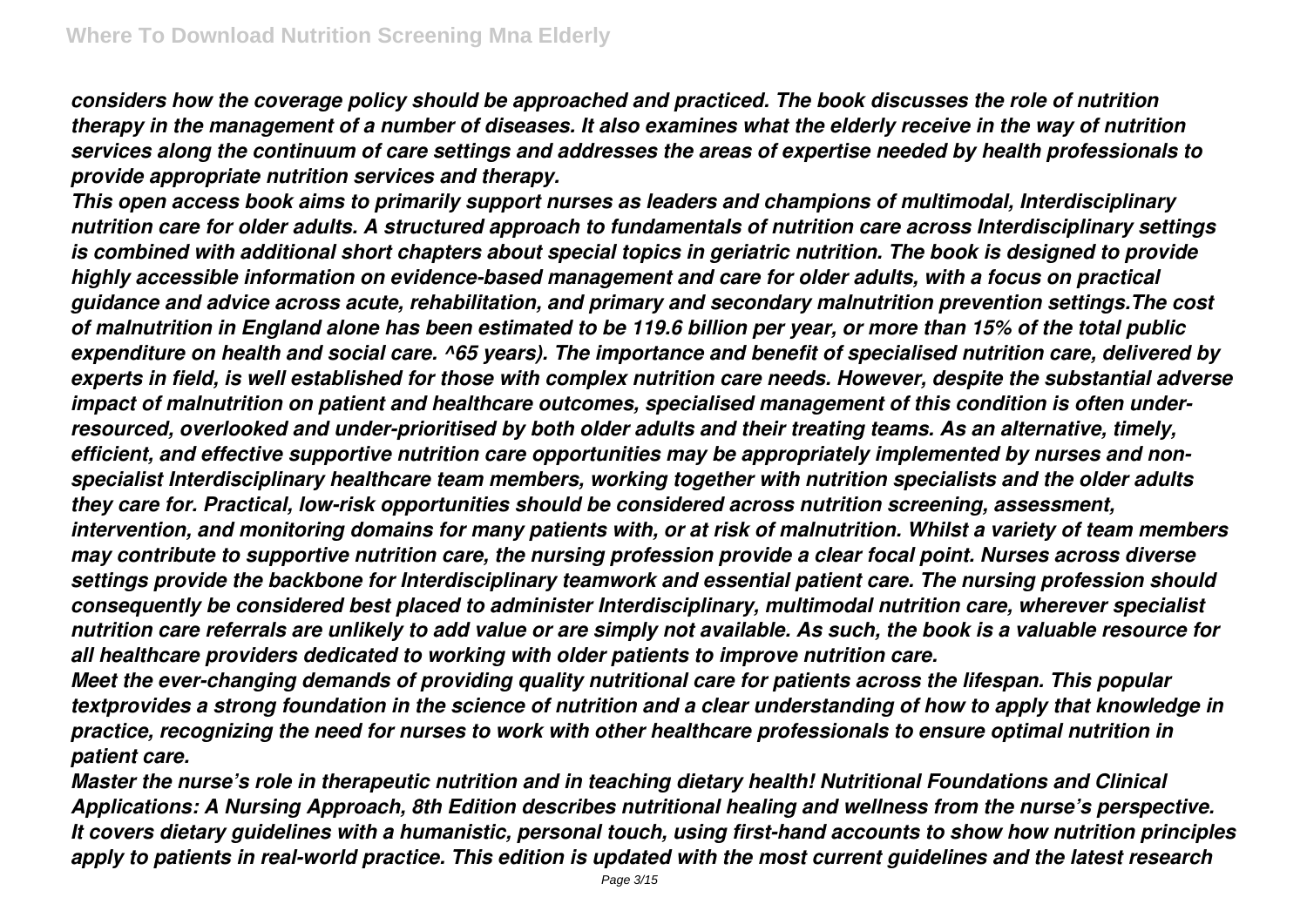*considers how the coverage policy should be approached and practiced. The book discusses the role of nutrition therapy in the management of a number of diseases. It also examines what the elderly receive in the way of nutrition services along the continuum of care settings and addresses the areas of expertise needed by health professionals to provide appropriate nutrition services and therapy.*

*This open access book aims to primarily support nurses as leaders and champions of multimodal, Interdisciplinary nutrition care for older adults. A structured approach to fundamentals of nutrition care across Interdisciplinary settings is combined with additional short chapters about special topics in geriatric nutrition. The book is designed to provide highly accessible information on evidence-based management and care for older adults, with a focus on practical guidance and advice across acute, rehabilitation, and primary and secondary malnutrition prevention settings.The cost of malnutrition in England alone has been estimated to be 119.6 billion per year, or more than 15% of the total public expenditure on health and social care. ^65 years). The importance and benefit of specialised nutrition care, delivered by experts in field, is well established for those with complex nutrition care needs. However, despite the substantial adverse impact of malnutrition on patient and healthcare outcomes, specialised management of this condition is often under-resourced, overlooked and under-prioritised by both older adults and their treating teams. As an alternative, timely, efficient, and effective supportive nutrition care opportunities may be appropriately implemented by nurses and non-specialist Interdisciplinary healthcare team members, working together with nutrition specialists and the older adults they care for. Practical, low-risk opportunities should be considered across nutrition screening, assessment, intervention, and monitoring domains for many patients with, or at risk of malnutrition. Whilst a variety of team members may contribute to supportive nutrition care, the nursing profession provide a clear focal point. Nurses across diverse settings provide the backbone for Interdisciplinary teamwork and essential patient care. The nursing profession should consequently be considered best placed to administer Interdisciplinary, multimodal nutrition care, wherever specialist nutrition care referrals are unlikely to add value or are simply not available. As such, the book is a valuable resource for all healthcare providers dedicated to working with older patients to improve nutrition care.*

*Meet the ever-changing demands of providing quality nutritional care for patients across the lifespan. This popular textprovides a strong foundation in the science of nutrition and a clear understanding of how to apply that knowledge in practice, recognizing the need for nurses to work with other healthcare professionals to ensure optimal nutrition in patient care.*

*Master the nurse's role in therapeutic nutrition and in teaching dietary health! Nutritional Foundations and Clinical Applications: A Nursing Approach, 8th Edition describes nutritional healing and wellness from the nurse's perspective. It covers dietary guidelines with a humanistic, personal touch, using first-hand accounts to show how nutrition principles apply to patients in real-world practice. This edition is updated with the most current guidelines and the latest research*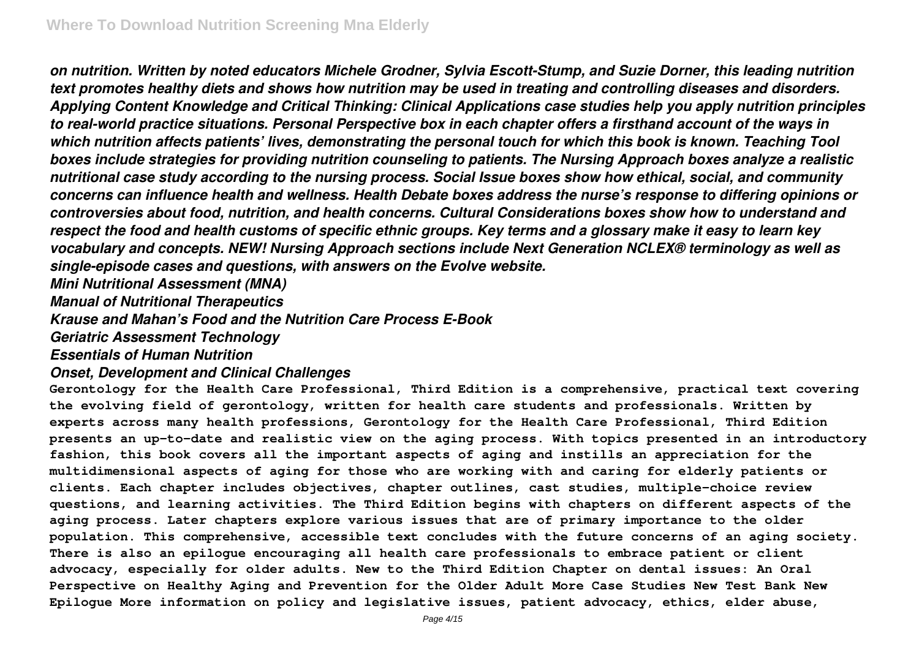*on nutrition. Written by noted educators Michele Grodner, Sylvia Escott-Stump, and Suzie Dorner, this leading nutrition text promotes healthy diets and shows how nutrition may be used in treating and controlling diseases and disorders. Applying Content Knowledge and Critical Thinking: Clinical Applications case studies help you apply nutrition principles to real-world practice situations. Personal Perspective box in each chapter offers a firsthand account of the ways in which nutrition affects patients' lives, demonstrating the personal touch for which this book is known. Teaching Tool boxes include strategies for providing nutrition counseling to patients. The Nursing Approach boxes analyze a realistic nutritional case study according to the nursing process. Social Issue boxes show how ethical, social, and community concerns can influence health and wellness. Health Debate boxes address the nurse's response to differing opinions or controversies about food, nutrition, and health concerns. Cultural Considerations boxes show how to understand and respect the food and health customs of specific ethnic groups. Key terms and a glossary make it easy to learn key vocabulary and concepts. NEW! Nursing Approach sections include Next Generation NCLEX® terminology as well as single-episode cases and questions, with answers on the Evolve website.*

*Mini Nutritional Assessment (MNA)*

*Manual of Nutritional Therapeutics*

*Krause and Mahan's Food and the Nutrition Care Process E-Book*

*Geriatric Assessment Technology*

*Essentials of Human Nutrition*

*Onset, Development and Clinical Challenges*

**Gerontology for the Health Care Professional, Third Edition is a comprehensive, practical text covering the evolving field of gerontology, written for health care students and professionals. Written by experts across many health professions, Gerontology for the Health Care Professional, Third Edition presents an up-to-date and realistic view on the aging process. With topics presented in an introductory fashion, this book covers all the important aspects of aging and instills an appreciation for the multidimensional aspects of aging for those who are working with and caring for elderly patients or clients. Each chapter includes objectives, chapter outlines, cast studies, multiple-choice review questions, and learning activities. The Third Edition begins with chapters on different aspects of the aging process. Later chapters explore various issues that are of primary importance to the older population. This comprehensive, accessible text concludes with the future concerns of an aging society. There is also an epilogue encouraging all health care professionals to embrace patient or client advocacy, especially for older adults. New to the Third Edition Chapter on dental issues: An Oral Perspective on Healthy Aging and Prevention for the Older Adult More Case Studies New Test Bank New Epilogue More information on policy and legislative issues, patient advocacy, ethics, elder abuse,**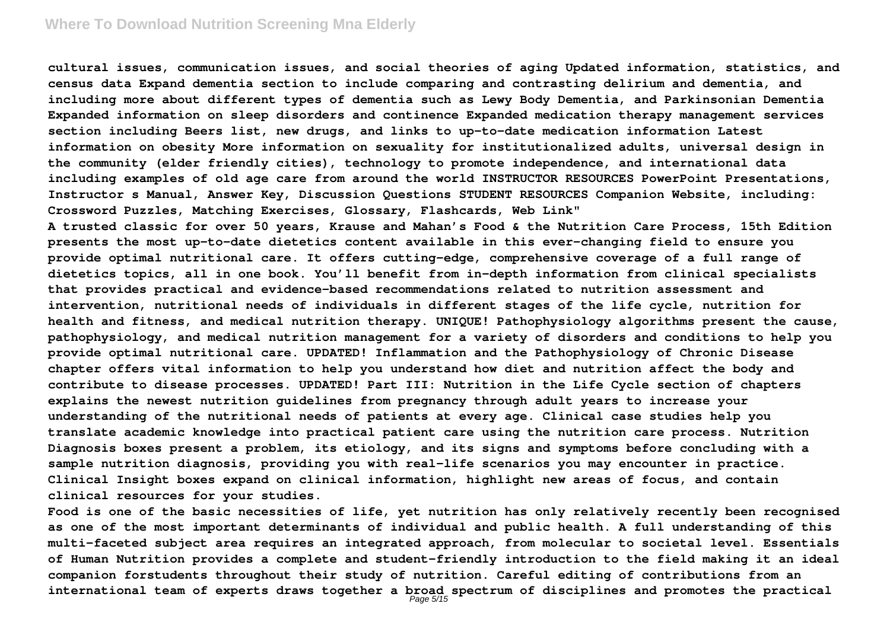cultural issues, communication issues, and social theories of aging Updated information, statistics, and census data Expand dementia section to include comparing and contrasting delirium and dementia, and including more about different types of dementia such as Lewy Body Dementia, and Parkinsonian Dementia Expanded information on sleep disorders and continence Expanded medication therapy management services section including Beers list, new drugs, and links to up-to-date medication information Latest information on obesity More information on sexuality for institutionalized adults, universal design in the community (elder friendly cities), technology to promote independence, and international data including examples of old age care from around the world INSTRUCTOR RESOURCES PowerPoint Presentations, Instructor s Manual, Answer Key, Discussion Questions STUDENT RESOURCES Companion Website, including: Crossword Puzzles, Matching Exercises, Glossary, Flashcards, Web Link"

A trusted classic for over 50 years, Krause and Mahan's Food & the Nutrition Care Process, 15th Edition presents the most up-to-date dietetics content available in this ever-changing field to ensure you provide optimal nutritional care. It offers cutting-edge, comprehensive coverage of a full range of dietetics topics, all in one book. You'll benefit from in-depth information from clinical specialists that provides practical and evidence-based recommendations related to nutrition assessment and intervention, nutritional needs of individuals in different stages of the life cycle, nutrition for health and fitness, and medical nutrition therapy. UNIQUE! Pathophysiology algorithms present the cause, pathophysiology, and medical nutrition management for a variety of disorders and conditions to help you provide optimal nutritional care. UPDATED! Inflammation and the Pathophysiology of Chronic Disease chapter offers vital information to help you understand how diet and nutrition affect the body and contribute to disease processes. UPDATED! Part III: Nutrition in the Life Cycle section of chapters explains the newest nutrition guidelines from pregnancy through adult years to increase your understanding of the nutritional needs of patients at every age. Clinical case studies help you translate academic knowledge into practical patient care using the nutrition care process. Nutrition Diagnosis boxes present a problem, its etiology, and its signs and symptoms before concluding with a sample nutrition diagnosis, providing you with real-life scenarios you may encounter in practice. Clinical Insight boxes expand on clinical information, highlight new areas of focus, and contain clinical resources for your studies.

Food is one of the basic necessities of life, yet nutrition has only relatively recently been recognised as one of the most important determinants of individual and public health. A full understanding of this multi-faceted subject area requires an integrated approach, from molecular to societal level. Essentials of Human Nutrition provides a complete and student-friendly introduction to the field making it an ideal companion forstudents throughout their study of nutrition. Careful editing of contributions from an international team of experts draws together a broad spectrum of disciplines and promotes the practical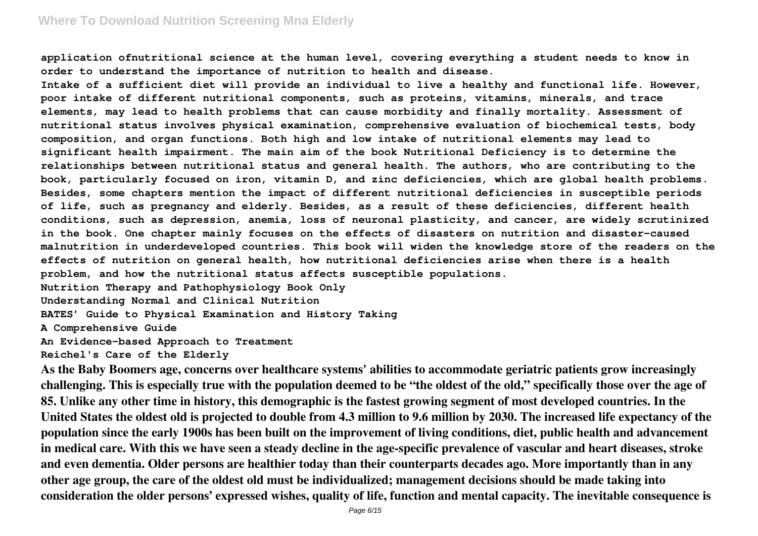application ofnutritional science at the human level, covering everything a student needs to know in order to understand the importance of nutrition to health and disease.

Intake of a sufficient diet will provide an individual to live a healthy and functional life. However, poor intake of different nutritional components, such as proteins, vitamins, minerals, and trace elements, may lead to health problems that can cause morbidity and finally mortality. Assessment of nutritional status involves physical examination, comprehensive evaluation of biochemical tests, body composition, and organ functions. Both high and low intake of nutritional elements may lead to significant health impairment. The main aim of the book Nutritional Deficiency is to determine the relationships between nutritional status and general health. The authors, who are contributing to the book, particularly focused on iron, vitamin D, and zinc deficiencies, which are global health problems. Besides, some chapters mention the impact of different nutritional deficiencies in susceptible periods of life, such as pregnancy and elderly. Besides, as a result of these deficiencies, different health conditions, such as depression, anemia, loss of neuronal plasticity, and cancer, are widely scrutinized in the book. One chapter mainly focuses on the effects of disasters on nutrition and disaster-caused malnutrition in underdeveloped countries. This book will widen the knowledge store of the readers on the effects of nutrition on general health, how nutritional deficiencies arise when there is a health problem, and how the nutritional status affects susceptible populations.

Nutrition Therapy and Pathophysiology Book Only

Understanding Normal and Clinical Nutrition

BATES' Guide to Physical Examination and History Taking

A Comprehensive Guide

An Evidence-based Approach to Treatment

Reichel's Care of the Elderly

**As the Baby Boomers age, concerns over healthcare systems' abilities to accommodate geriatric patients grow increasingly challenging. This is especially true with the population deemed to be "the oldest of the old," specifically those over the age of 85. Unlike any other time in history, this demographic is the fastest growing segment of most developed countries. In the United States the oldest old is projected to double from 4.3 million to 9.6 million by 2030. The increased life expectancy of the population since the early 1900s has been built on the improvement of living conditions, diet, public health and advancement in medical care. With this we have seen a steady decline in the age-specific prevalence of vascular and heart diseases, stroke and even dementia. Older persons are healthier today than their counterparts decades ago. More importantly than in any other age group, the care of the oldest old must be individualized; management decisions should be made taking into consideration the older persons' expressed wishes, quality of life, function and mental capacity. The inevitable consequence is**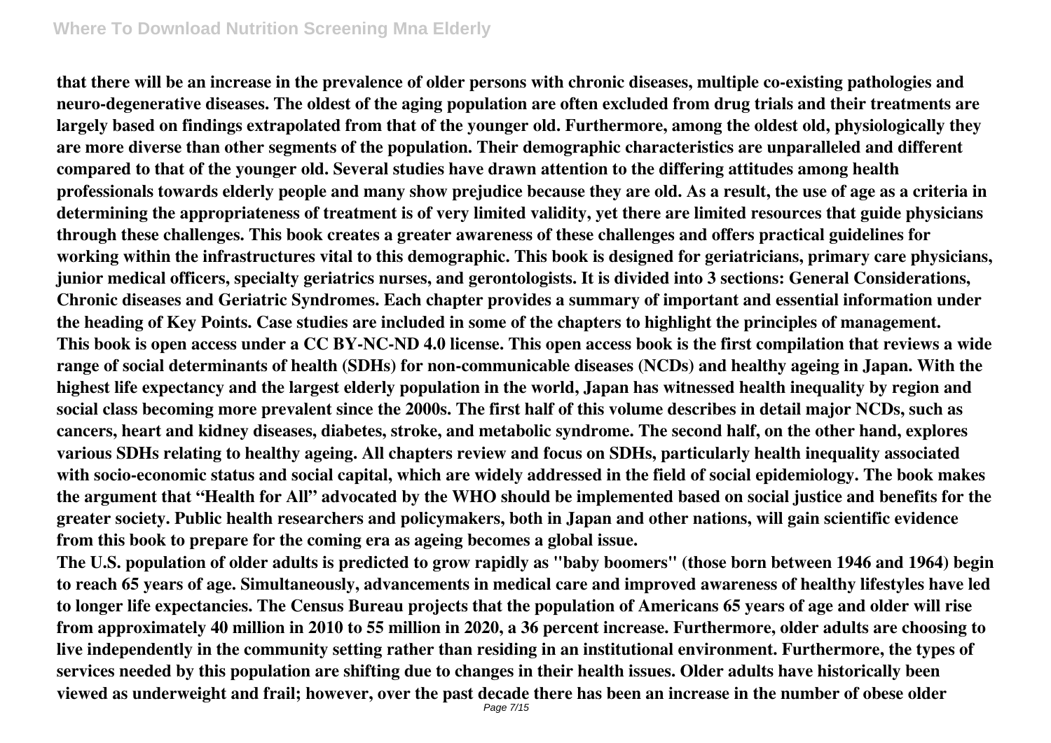**that there will be an increase in the prevalence of older persons with chronic diseases, multiple co-existing pathologies and neuro-degenerative diseases. The oldest of the aging population are often excluded from drug trials and their treatments are largely based on findings extrapolated from that of the younger old. Furthermore, among the oldest old, physiologically they are more diverse than other segments of the population. Their demographic characteristics are unparalleled and different compared to that of the younger old. Several studies have drawn attention to the differing attitudes among health professionals towards elderly people and many show prejudice because they are old. As a result, the use of age as a criteria in determining the appropriateness of treatment is of very limited validity, yet there are limited resources that guide physicians through these challenges. This book creates a greater awareness of these challenges and offers practical guidelines for working within the infrastructures vital to this demographic. This book is designed for geriatricians, primary care physicians, junior medical officers, specialty geriatrics nurses, and gerontologists. It is divided into 3 sections: General Considerations, Chronic diseases and Geriatric Syndromes. Each chapter provides a summary of important and essential information under the heading of Key Points. Case studies are included in some of the chapters to highlight the principles of management. This book is open access under a CC BY-NC-ND 4.0 license. This open access book is the first compilation that reviews a wide range of social determinants of health (SDHs) for non-communicable diseases (NCDs) and healthy ageing in Japan. With the highest life expectancy and the largest elderly population in the world, Japan has witnessed health inequality by region and social class becoming more prevalent since the 2000s. The first half of this volume describes in detail major NCDs, such as cancers, heart and kidney diseases, diabetes, stroke, and metabolic syndrome. The second half, on the other hand, explores various SDHs relating to healthy ageing. All chapters review and focus on SDHs, particularly health inequality associated with socio-economic status and social capital, which are widely addressed in the field of social epidemiology. The book makes the argument that "Health for All" advocated by the WHO should be implemented based on social justice and benefits for the greater society. Public health researchers and policymakers, both in Japan and other nations, will gain scientific evidence from this book to prepare for the coming era as ageing becomes a global issue.**

**The U.S. population of older adults is predicted to grow rapidly as "baby boomers" (those born between 1946 and 1964) begin to reach 65 years of age. Simultaneously, advancements in medical care and improved awareness of healthy lifestyles have led to longer life expectancies. The Census Bureau projects that the population of Americans 65 years of age and older will rise from approximately 40 million in 2010 to 55 million in 2020, a 36 percent increase. Furthermore, older adults are choosing to live independently in the community setting rather than residing in an institutional environment. Furthermore, the types of services needed by this population are shifting due to changes in their health issues. Older adults have historically been viewed as underweight and frail; however, over the past decade there has been an increase in the number of obese older**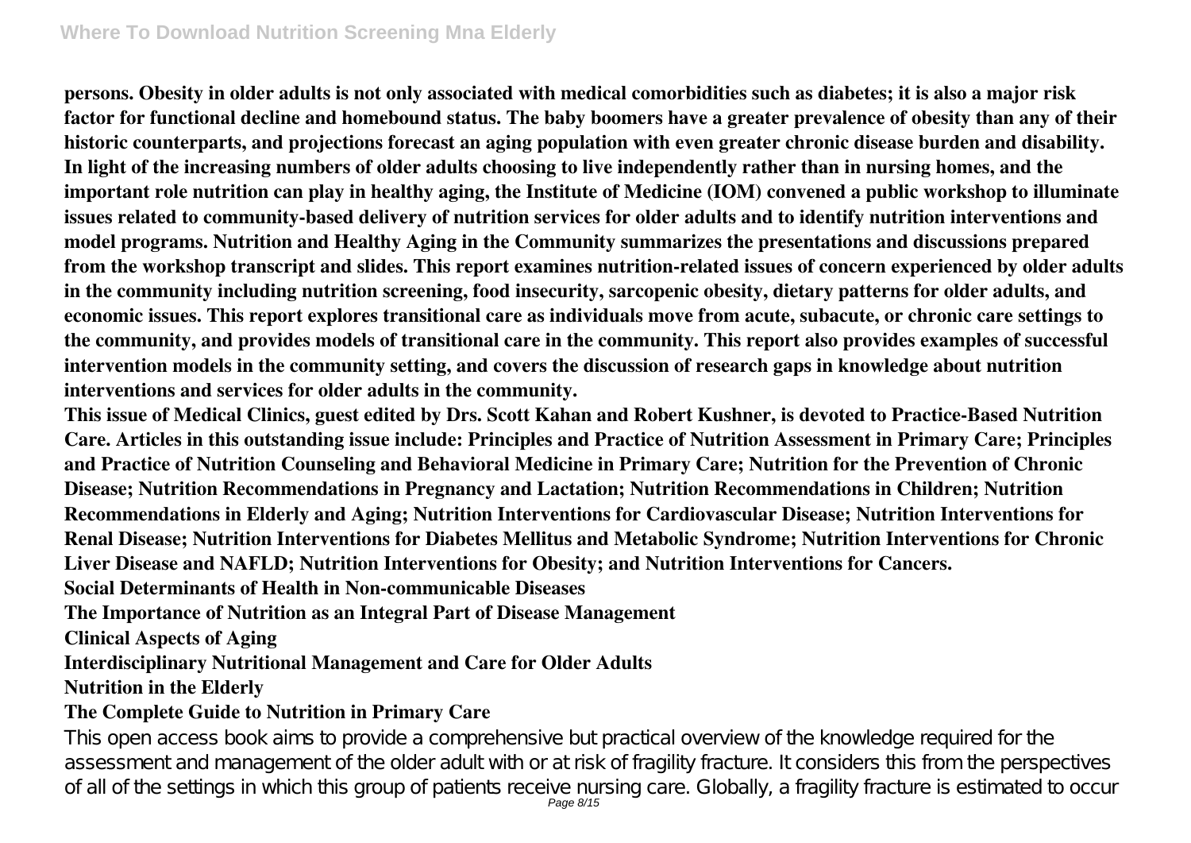**persons. Obesity in older adults is not only associated with medical comorbidities such as diabetes; it is also a major risk factor for functional decline and homebound status. The baby boomers have a greater prevalence of obesity than any of their historic counterparts, and projections forecast an aging population with even greater chronic disease burden and disability. In light of the increasing numbers of older adults choosing to live independently rather than in nursing homes, and the important role nutrition can play in healthy aging, the Institute of Medicine (IOM) convened a public workshop to illuminate issues related to community-based delivery of nutrition services for older adults and to identify nutrition interventions and model programs. Nutrition and Healthy Aging in the Community summarizes the presentations and discussions prepared from the workshop transcript and slides. This report examines nutrition-related issues of concern experienced by older adults in the community including nutrition screening, food insecurity, sarcopenic obesity, dietary patterns for older adults, and economic issues. This report explores transitional care as individuals move from acute, subacute, or chronic care settings to the community, and provides models of transitional care in the community. This report also provides examples of successful intervention models in the community setting, and covers the discussion of research gaps in knowledge about nutrition interventions and services for older adults in the community.**

**This issue of Medical Clinics, guest edited by Drs. Scott Kahan and Robert Kushner, is devoted to Practice-Based Nutrition Care. Articles in this outstanding issue include: Principles and Practice of Nutrition Assessment in Primary Care; Principles and Practice of Nutrition Counseling and Behavioral Medicine in Primary Care; Nutrition for the Prevention of Chronic Disease; Nutrition Recommendations in Pregnancy and Lactation; Nutrition Recommendations in Children; Nutrition Recommendations in Elderly and Aging; Nutrition Interventions for Cardiovascular Disease; Nutrition Interventions for Renal Disease; Nutrition Interventions for Diabetes Mellitus and Metabolic Syndrome; Nutrition Interventions for Chronic Liver Disease and NAFLD; Nutrition Interventions for Obesity; and Nutrition Interventions for Cancers.**

**Social Determinants of Health in Non-communicable Diseases**

**The Importance of Nutrition as an Integral Part of Disease Management**

**Clinical Aspects of Aging**

**Interdisciplinary Nutritional Management and Care for Older Adults**

**Nutrition in the Elderly**

**The Complete Guide to Nutrition in Primary Care**

This open access book aims to provide a comprehensive but practical overview of the knowledge required for the assessment and management of the older adult with or at risk of fragility fracture. It considers this from the perspectives of all of the settings in which this group of patients receive nursing care. Globally, a fragility fracture is estimated to occur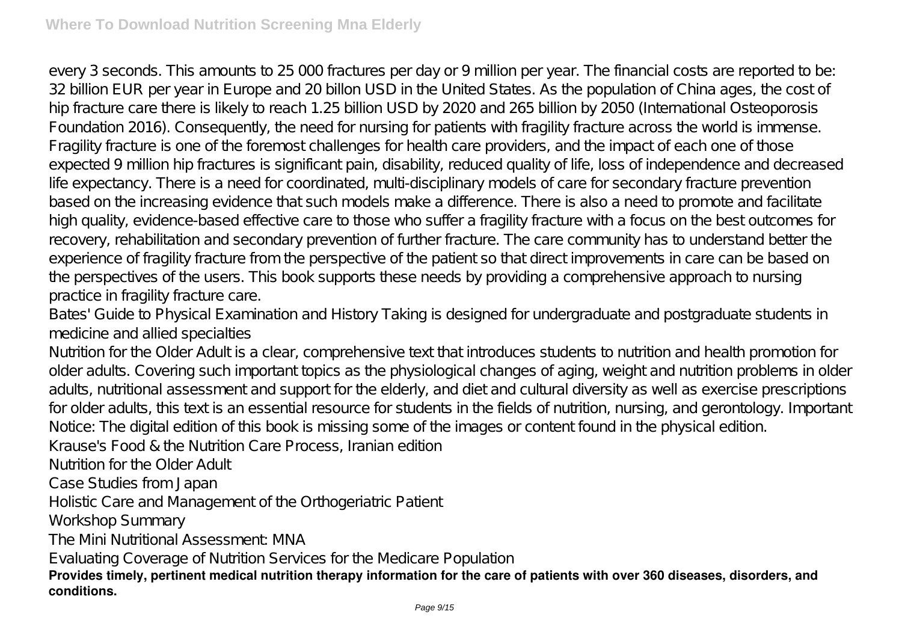every 3 seconds. This amounts to 25 000 fractures per day or 9 million per year. The financial costs are reported to be: 32 billion EUR per year in Europe and 20 billon USD in the United States. As the population of China ages, the cost of hip fracture care there is likely to reach 1.25 billion USD by 2020 and 265 billion by 2050 (International Osteoporosis Foundation 2016). Consequently, the need for nursing for patients with fragility fracture across the world is immense. Fragility fracture is one of the foremost challenges for health care providers, and the impact of each one of those expected 9 million hip fractures is significant pain, disability, reduced quality of life, loss of independence and decreased life expectancy. There is a need for coordinated, multi-disciplinary models of care for secondary fracture prevention based on the increasing evidence that such models make a difference. There is also a need to promote and facilitate high quality, evidence-based effective care to those who suffer a fragility fracture with a focus on the best outcomes for recovery, rehabilitation and secondary prevention of further fracture. The care community has to understand better the experience of fragility fracture from the perspective of the patient so that direct improvements in care can be based on the perspectives of the users. This book supports these needs by providing a comprehensive approach to nursing practice in fragility fracture care.

Bates' Guide to Physical Examination and History Taking is designed for undergraduate and postgraduate students in medicine and allied specialties

Nutrition for the Older Adult is a clear, comprehensive text that introduces students to nutrition and health promotion for older adults. Covering such important topics as the physiological changes of aging, weight and nutrition problems in older adults, nutritional assessment and support for the elderly, and diet and cultural diversity as well as exercise prescriptions for older adults, this text is an essential resource for students in the fields of nutrition, nursing, and gerontology. Important Notice: The digital edition of this book is missing some of the images or content found in the physical edition.

Krause's Food & the Nutrition Care Process, Iranian edition

Nutrition for the Older Adult

Case Studies from Japan

Holistic Care and Management of the Orthogeriatric Patient

Workshop Summary

The Mini Nutritional Assessment: MNA

Evaluating Coverage of Nutrition Services for the Medicare Population

**Provides timely, pertinent medical nutrition therapy information for the care of patients with over 360 diseases, disorders, and conditions.**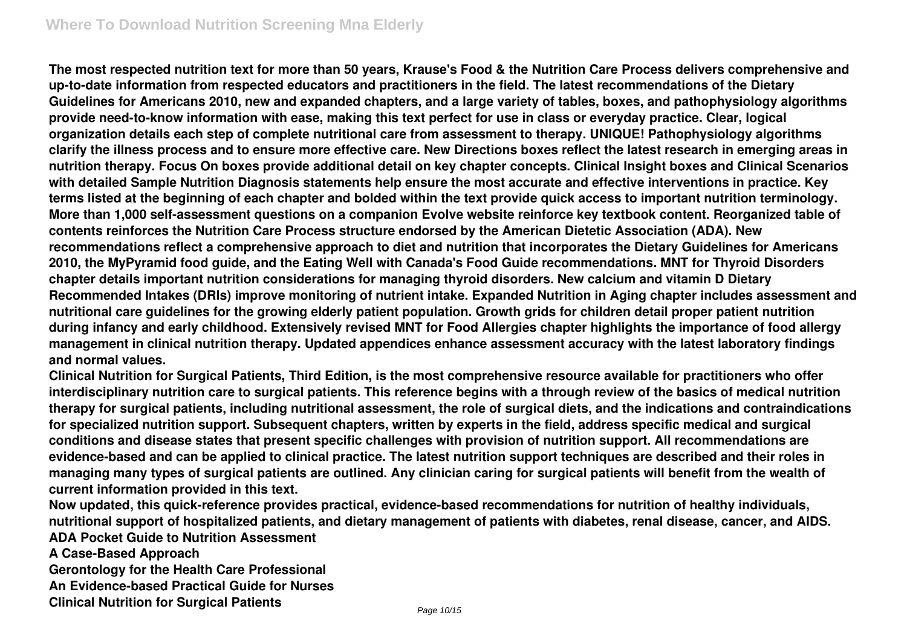The most respected nutrition text for more than 50 years, Krause's Food & the Nutrition Care Process delivers comprehensive and up-to-date information from respected educators and practitioners in the field. The latest recommendations of the Dietary Guidelines for Americans 2010, new and expanded chapters, and a large variety of tables, boxes, and pathophysiology algorithms provide need-to-know information with ease, making this text perfect for use in class or everyday practice. Clear, logical organization details each step of complete nutritional care from assessment to therapy. UNIQUE! Pathophysiology algorithms clarify the illness process and to ensure more effective care. New Directions boxes reflect the latest research in emerging areas in nutrition therapy. Focus On boxes provide additional detail on key chapter concepts. Clinical Insight boxes and Clinical Scenarios with detailed Sample Nutrition Diagnosis statements help ensure the most accurate and effective interventions in practice. Key terms listed at the beginning of each chapter and bolded within the text provide quick access to important nutrition terminology. More than 1,000 self-assessment questions on a companion Evolve website reinforce key textbook content. Reorganized table of contents reinforces the Nutrition Care Process structure endorsed by the American Dietetic Association (ADA). New recommendations reflect a comprehensive approach to diet and nutrition that incorporates the Dietary Guidelines for Americans 2010, the MyPyramid food guide, and the Eating Well with Canada's Food Guide recommendations. MNT for Thyroid Disorders chapter details important nutrition considerations for managing thyroid disorders. New calcium and vitamin D Dietary Recommended Intakes (DRIs) improve monitoring of nutrient intake. Expanded Nutrition in Aging chapter includes assessment and nutritional care guidelines for the growing elderly patient population. Growth grids for children detail proper patient nutrition during infancy and early childhood. Extensively revised MNT for Food Allergies chapter highlights the importance of food allergy management in clinical nutrition therapy. Updated appendices enhance assessment accuracy with the latest laboratory findings and normal values.

Clinical Nutrition for Surgical Patients, Third Edition, is the most comprehensive resource available for practitioners who offer interdisciplinary nutrition care to surgical patients. This reference begins with a through review of the basics of medical nutrition therapy for surgical patients, including nutritional assessment, the role of surgical diets, and the indications and contraindications for specialized nutrition support. Subsequent chapters, written by experts in the field, address specific medical and surgical conditions and disease states that present specific challenges with provision of nutrition support. All recommendations are evidence-based and can be applied to clinical practice. The latest nutrition support techniques are described and their roles in managing many types of surgical patients are outlined. Any clinician caring for surgical patients will benefit from the wealth of current information provided in this text.

Now updated, this quick-reference provides practical, evidence-based recommendations for nutrition of healthy individuals, nutritional support of hospitalized patients, and dietary management of patients with diabetes, renal disease, cancer, and AIDS.

**ADA Pocket Guide to Nutrition Assessment**

**A Case-Based Approach**

**Gerontology for the Health Care Professional**

**An Evidence-based Practical Guide for Nurses**

**Clinical Nutrition for Surgical Patients**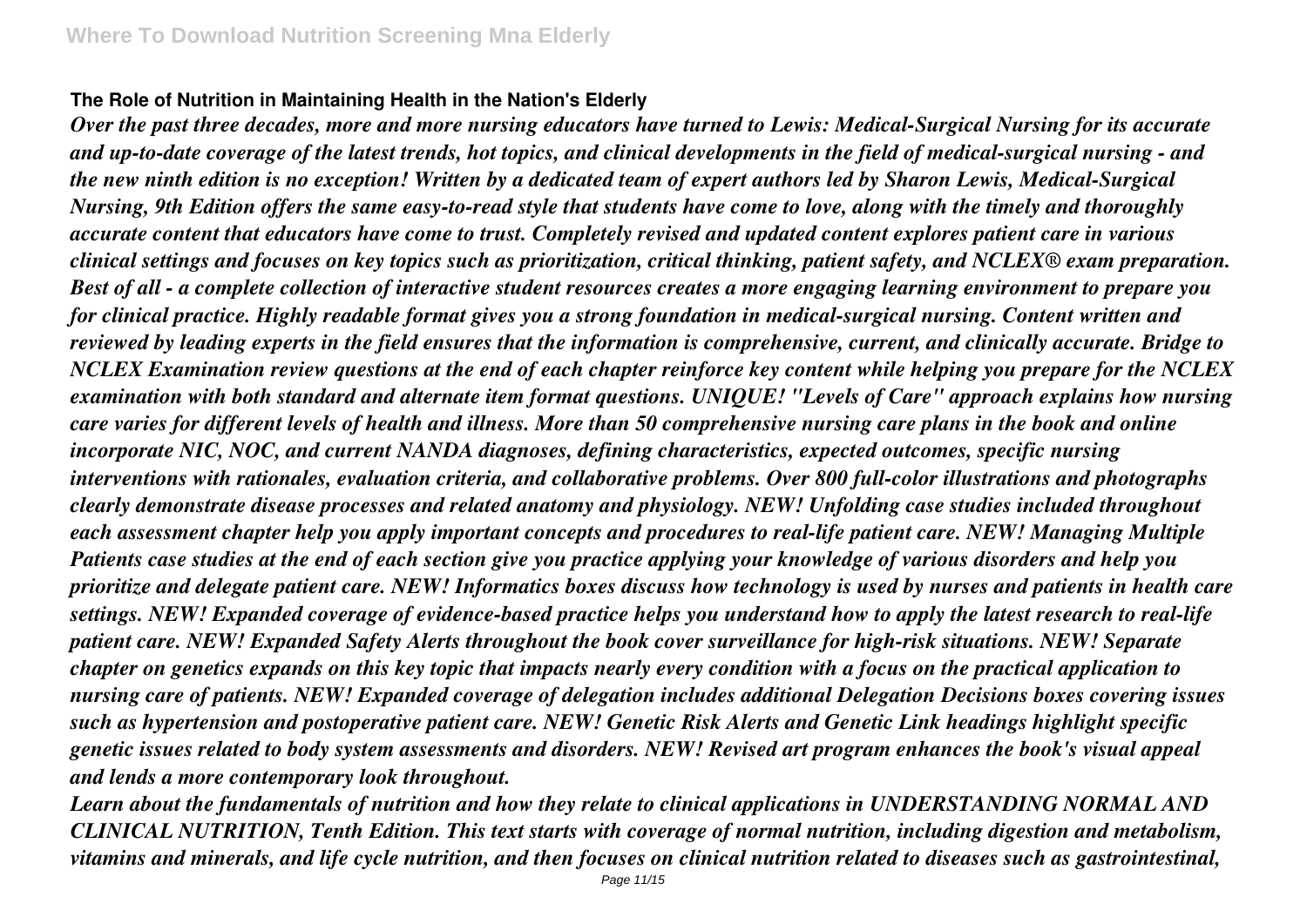**The Role of Nutrition in Maintaining Health in the Nation's Elderly**

*Over the past three decades, more and more nursing educators have turned to Lewis: Medical-Surgical Nursing for its accurate and up-to-date coverage of the latest trends, hot topics, and clinical developments in the field of medical-surgical nursing - and the new ninth edition is no exception! Written by a dedicated team of expert authors led by Sharon Lewis, Medical-Surgical Nursing, 9th Edition offers the same easy-to-read style that students have come to love, along with the timely and thoroughly accurate content that educators have come to trust. Completely revised and updated content explores patient care in various clinical settings and focuses on key topics such as prioritization, critical thinking, patient safety, and NCLEX® exam preparation. Best of all - a complete collection of interactive student resources creates a more engaging learning environment to prepare you for clinical practice. Highly readable format gives you a strong foundation in medical-surgical nursing. Content written and reviewed by leading experts in the field ensures that the information is comprehensive, current, and clinically accurate. Bridge to NCLEX Examination review questions at the end of each chapter reinforce key content while helping you prepare for the NCLEX examination with both standard and alternate item format questions. UNIQUE! "Levels of Care" approach explains how nursing care varies for different levels of health and illness. More than 50 comprehensive nursing care plans in the book and online incorporate NIC, NOC, and current NANDA diagnoses, defining characteristics, expected outcomes, specific nursing interventions with rationales, evaluation criteria, and collaborative problems. Over 800 full-color illustrations and photographs clearly demonstrate disease processes and related anatomy and physiology. NEW! Unfolding case studies included throughout each assessment chapter help you apply important concepts and procedures to real-life patient care. NEW! Managing Multiple Patients case studies at the end of each section give you practice applying your knowledge of various disorders and help you prioritize and delegate patient care. NEW! Informatics boxes discuss how technology is used by nurses and patients in health care settings. NEW! Expanded coverage of evidence-based practice helps you understand how to apply the latest research to real-life patient care. NEW! Expanded Safety Alerts throughout the book cover surveillance for high-risk situations. NEW! Separate chapter on genetics expands on this key topic that impacts nearly every condition with a focus on the practical application to nursing care of patients. NEW! Expanded coverage of delegation includes additional Delegation Decisions boxes covering issues such as hypertension and postoperative patient care. NEW! Genetic Risk Alerts and Genetic Link headings highlight specific genetic issues related to body system assessments and disorders. NEW! Revised art program enhances the book's visual appeal and lends a more contemporary look throughout.*

*Learn about the fundamentals of nutrition and how they relate to clinical applications in UNDERSTANDING NORMAL AND CLINICAL NUTRITION, Tenth Edition. This text starts with coverage of normal nutrition, including digestion and metabolism, vitamins and minerals, and life cycle nutrition, and then focuses on clinical nutrition related to diseases such as gastrointestinal,*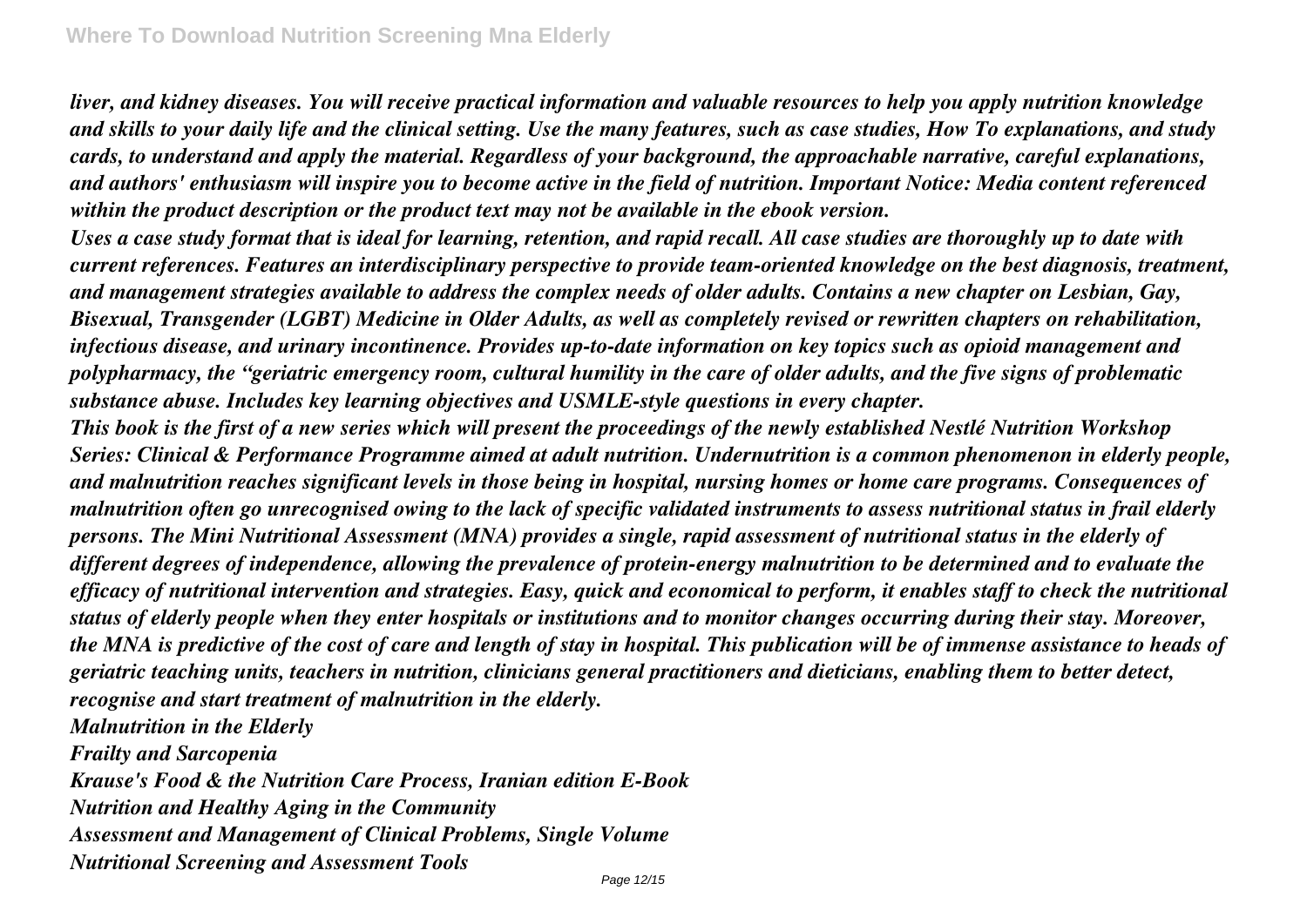*liver, and kidney diseases. You will receive practical information and valuable resources to help you apply nutrition knowledge and skills to your daily life and the clinical setting. Use the many features, such as case studies, How To explanations, and study cards, to understand and apply the material. Regardless of your background, the approachable narrative, careful explanations, and authors' enthusiasm will inspire you to become active in the field of nutrition. Important Notice: Media content referenced within the product description or the product text may not be available in the ebook version.*

*Uses a case study format that is ideal for learning, retention, and rapid recall. All case studies are thoroughly up to date with current references. Features an interdisciplinary perspective to provide team-oriented knowledge on the best diagnosis, treatment, and management strategies available to address the complex needs of older adults. Contains a new chapter on Lesbian, Gay, Bisexual, Transgender (LGBT) Medicine in Older Adults, as well as completely revised or rewritten chapters on rehabilitation, infectious disease, and urinary incontinence. Provides up-to-date information on key topics such as opioid management and polypharmacy, the "geriatric emergency room, cultural humility in the care of older adults, and the five signs of problematic substance abuse. Includes key learning objectives and USMLE-style questions in every chapter.*

*This book is the first of a new series which will present the proceedings of the newly established Nestlé Nutrition Workshop Series: Clinical & Performance Programme aimed at adult nutrition. Undernutrition is a common phenomenon in elderly people, and malnutrition reaches significant levels in those being in hospital, nursing homes or home care programs. Consequences of malnutrition often go unrecognised owing to the lack of specific validated instruments to assess nutritional status in frail elderly persons. The Mini Nutritional Assessment (MNA) provides a single, rapid assessment of nutritional status in the elderly of different degrees of independence, allowing the prevalence of protein-energy malnutrition to be determined and to evaluate the efficacy of nutritional intervention and strategies. Easy, quick and economical to perform, it enables staff to check the nutritional status of elderly people when they enter hospitals or institutions and to monitor changes occurring during their stay. Moreover, the MNA is predictive of the cost of care and length of stay in hospital. This publication will be of immense assistance to heads of geriatric teaching units, teachers in nutrition, clinicians general practitioners and dieticians, enabling them to better detect, recognise and start treatment of malnutrition in the elderly.*

*Malnutrition in the Elderly*

*Frailty and Sarcopenia*

*Krause's Food & the Nutrition Care Process, Iranian edition E-Book*

*Nutrition and Healthy Aging in the Community*

*Assessment and Management of Clinical Problems, Single Volume*

*Nutritional Screening and Assessment Tools*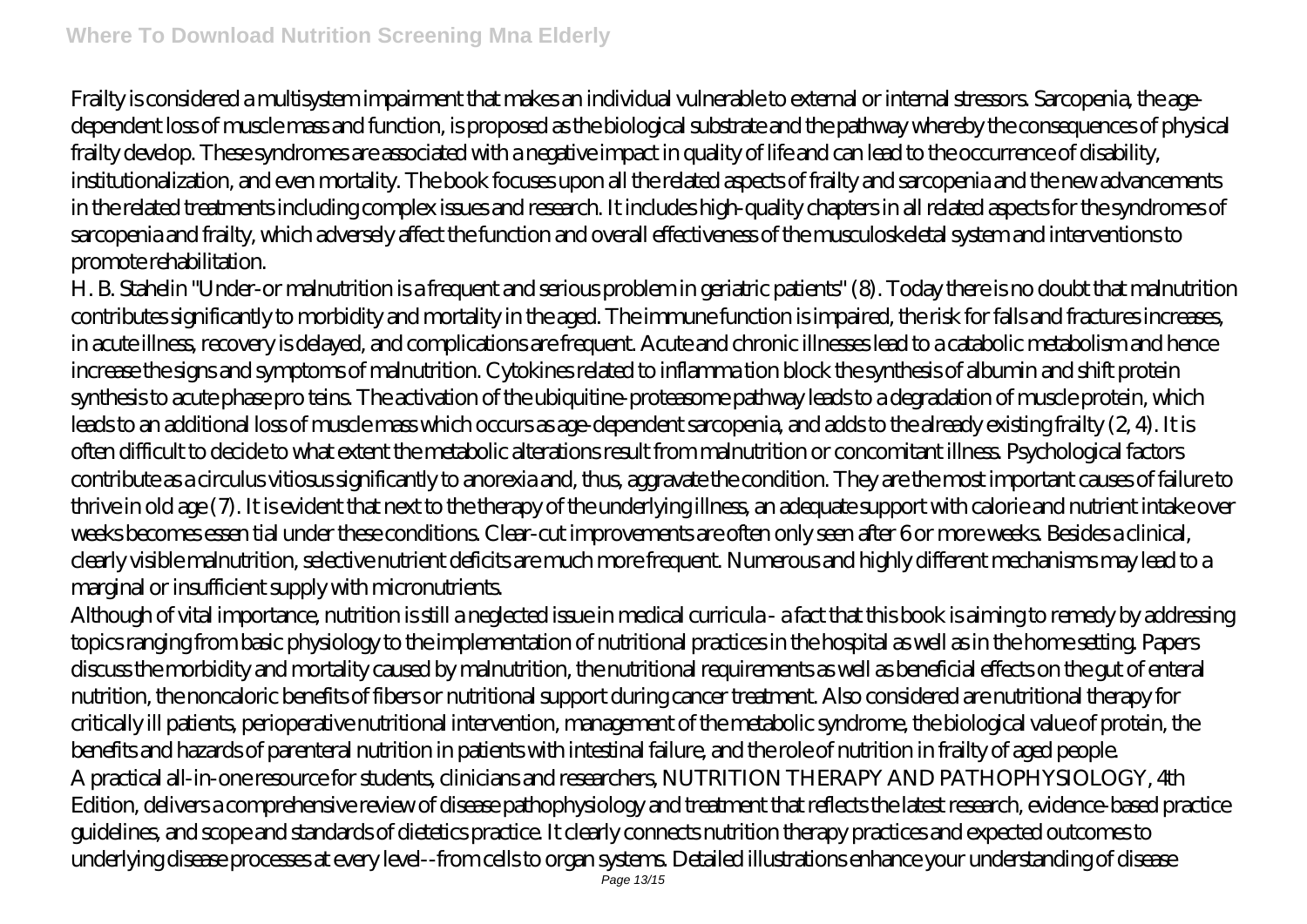Frailty is considered a multisystem impairment that makes an individual vulnerable to external or internal stressors. Sarcopenia, the age-dependent loss of muscle mass and function, is proposed as the biological substrate and the pathway whereby the consequences of physical frailty develop. These syndromes are associated with a negative impact in quality of life and can lead to the occurrence of disability, institutionalization, and even mortality. The book focuses upon all the related aspects of frailty and sarcopenia and the new advancements in the related treatments including complex issues and research. It includes high-quality chapters in all related aspects for the syndromes of sarcopenia and frailty, which adversely affect the function and overall effectiveness of the musculoskeletal system and interventions to promote rehabilitation.

H. B. Stahelin "Under-or malnutrition is a frequent and serious problem in geriatric patients" (8). Today there is no doubt that malnutrition contributes significantly to morbidity and mortality in the aged. The immune function is impaired, the risk for falls and fractures increases, in acute illness, recovery is delayed, and complications are frequent. Acute and chronic illnesses lead to a catabolic metabolism and hence increase the signs and symptoms of malnutrition. Cytokines related to inflamma tion block the synthesis of albumin and shift protein synthesis to acute phase pro teins. The activation of the ubiquitine-proteasome pathway leads to a degradation of muscle protein, which leads to an additional loss of muscle mass which occurs as age-dependent sarcopenia, and adds to the already existing frailty (2, 4). It is often difficult to decide to what extent the metabolic alterations result from malnutrition or concomitant illness. Psychological factors contribute as a circulus vitiosus significantly to anorexia and, thus, aggravate the condition. They are the most important causes of failure to thrive in old age (7). It is evident that next to the therapy of the underlying illness, an adequate support with calorie and nutrient intake over weeks becomes essen tial under these conditions. Clear-cut improvements are often only seen after 6 or more weeks. Besides a clinical, clearly visible malnutrition, selective nutrient deficits are much more frequent. Numerous and highly different mechanisms may lead to a marginal or insufficient supply with micronutrients.

Although of vital importance, nutrition is still a neglected issue in medical curricula - a fact that this book is aiming to remedy by addressing topics ranging from basic physiology to the implementation of nutritional practices in the hospital as well as in the home setting. Papers discuss the morbidity and mortality caused by malnutrition, the nutritional requirements as well as beneficial effects on the gut of enteral nutrition, the noncaloric benefits of fibers or nutritional support during cancer treatment. Also considered are nutritional therapy for critically ill patients, perioperative nutritional intervention, management of the metabolic syndrome, the biological value of protein, the benefits and hazards of parenteral nutrition in patients with intestinal failure, and the role of nutrition in frailty of aged people.

A practical all-in-one resource for students, clinicians and researchers, NUTRITION THERAPY AND PATHOPHYSIOLOGY, 4th Edition, delivers a comprehensive review of disease pathophysiology and treatment that reflects the latest research, evidence-based practice guidelines, and scope and standards of dietetics practice. It clearly connects nutrition therapy practices and expected outcomes to underlying disease processes at every level--from cells to organ systems. Detailed illustrations enhance your understanding of disease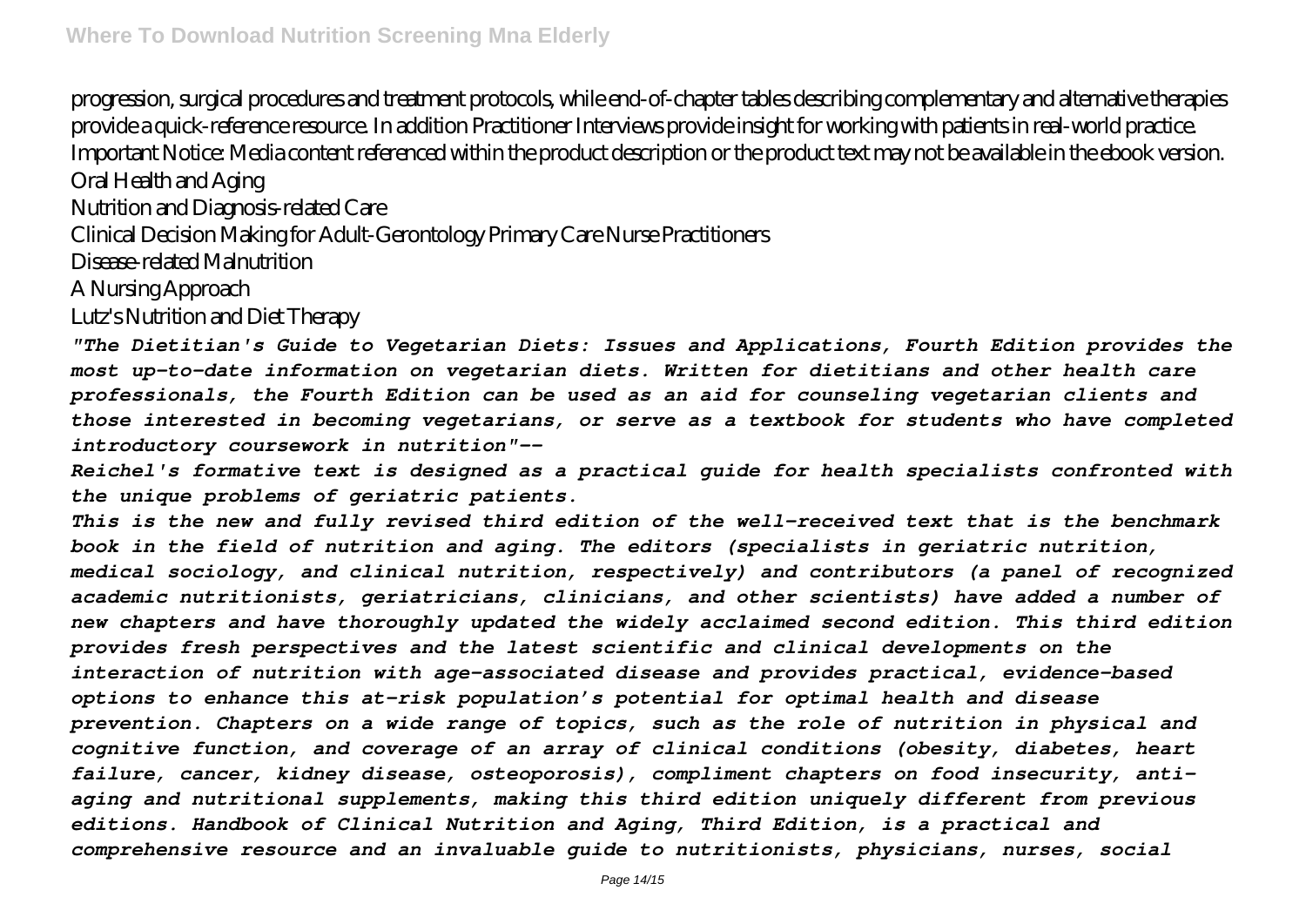progression, surgical procedures and treatment protocols, while end-of-chapter tables describing complementary and alternative therapies provide a quick-reference resource. In addition Practitioner Interviews provide insight for working with patients in real-world practice. Important Notice: Media content referenced within the product description or the product text may not be available in the ebook version.

Oral Health and Aging

Nutrition and Diagnosis-related Care

Clinical Decision Making for Adult-Gerontology Primary Care Nurse Practitioners

Disease-related Malnutrition

A Nursing Approach

Lutz's Nutrition and Diet Therapy

*"The Dietitian's Guide to Vegetarian Diets: Issues and Applications, Fourth Edition provides the most up-to-date information on vegetarian diets. Written for dietitians and other health care professionals, the Fourth Edition can be used as an aid for counseling vegetarian clients and those interested in becoming vegetarians, or serve as a textbook for students who have completed introductory coursework in nutrition"--*

*Reichel's formative text is designed as a practical guide for health specialists confronted with the unique problems of geriatric patients.*

*This is the new and fully revised third edition of the well-received text that is the benchmark book in the field of nutrition and aging. The editors (specialists in geriatric nutrition, medical sociology, and clinical nutrition, respectively) and contributors (a panel of recognized academic nutritionists, geriatricians, clinicians, and other scientists) have added a number of new chapters and have thoroughly updated the widely acclaimed second edition. This third edition provides fresh perspectives and the latest scientific and clinical developments on the interaction of nutrition with age-associated disease and provides practical, evidence-based options to enhance this at-risk population's potential for optimal health and disease prevention. Chapters on a wide range of topics, such as the role of nutrition in physical and cognitive function, and coverage of an array of clinical conditions (obesity, diabetes, heart failure, cancer, kidney disease, osteoporosis), compliment chapters on food insecurity, anti-aging and nutritional supplements, making this third edition uniquely different from previous editions. Handbook of Clinical Nutrition and Aging, Third Edition, is a practical and comprehensive resource and an invaluable guide to nutritionists, physicians, nurses, social*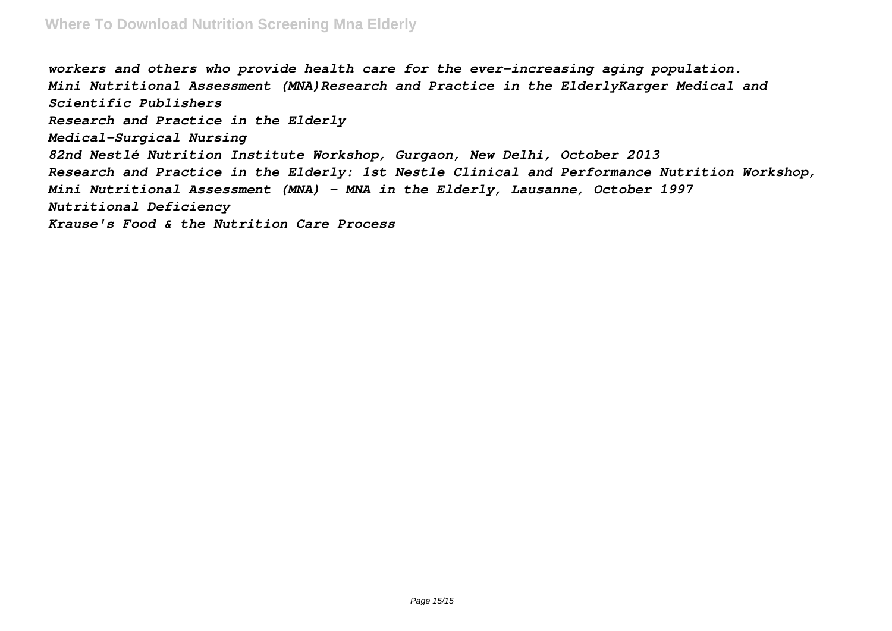*workers and others who provide health care for the ever-increasing aging population.*
*Mini Nutritional Assessment (MNA)Research and Practice in the ElderlyKarger Medical and Scientific Publishers*
*Research and Practice in the Elderly*
*Medical-Surgical Nursing*
*82nd Nestlé Nutrition Institute Workshop, Gurgaon, New Delhi, October 2013*
*Research and Practice in the Elderly: 1st Nestle Clinical and Performance Nutrition Workshop, Mini Nutritional Assessment (MNA) - MNA in the Elderly, Lausanne, October 1997*
*Nutritional Deficiency*
*Krause's Food & the Nutrition Care Process*